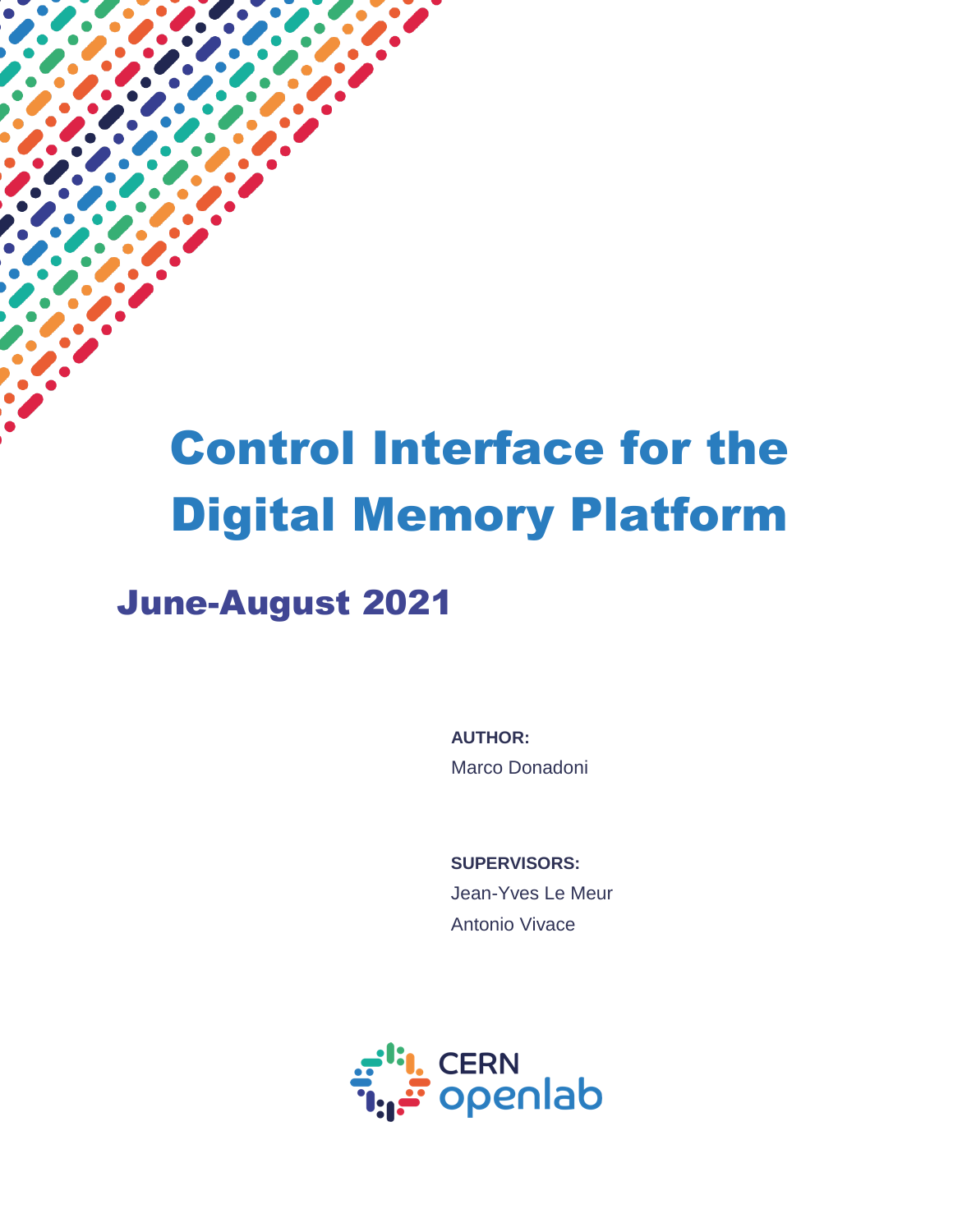# Control Interface for the Digital Memory Platform

## June-August 2021

**AUTHOR:**

Marco Donadoni

**SUPERVISORS:**

Jean-Yves Le Meur

Antonio Vivace

CERN openlab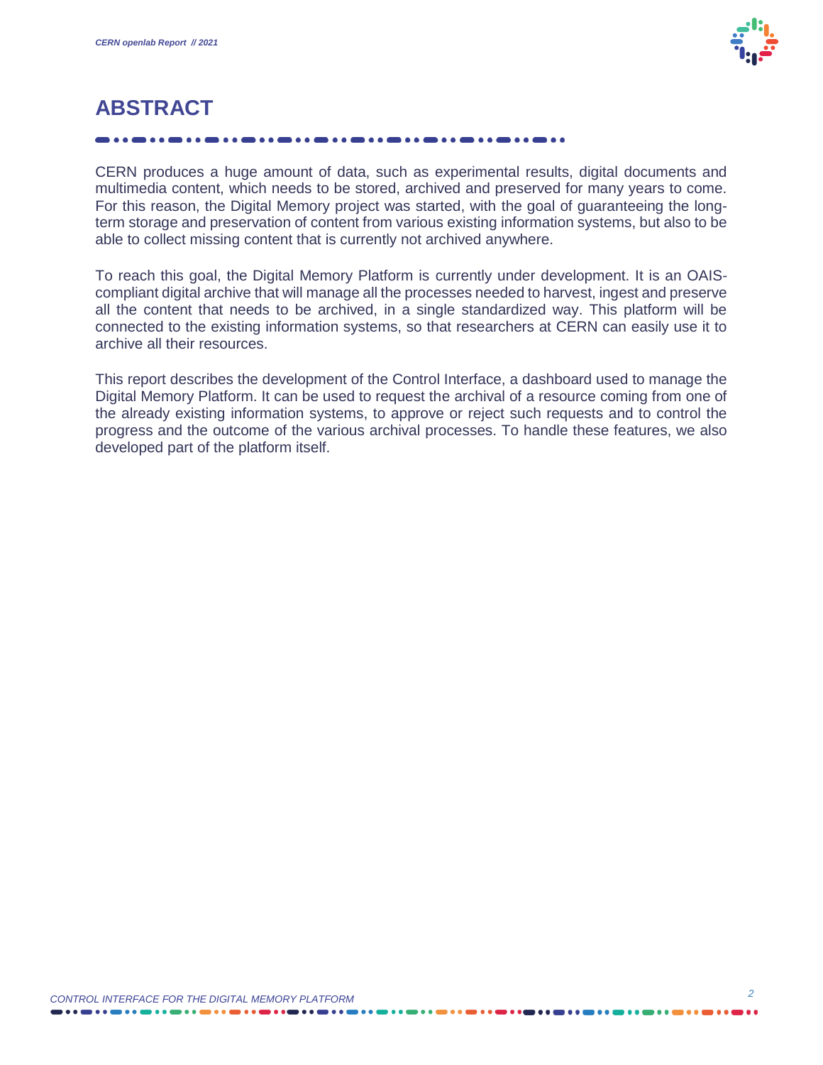# ABSTRACT

CERN produces a huge amount of data, such as experimental results, digital documents and multimedia content, which needs to be stored, archived and preserved for many years to come. For this reason, the Digital Memory project was started, with the goal of guaranteeing the long-term storage and preservation of content from various existing information systems, but also to be able to collect missing content that is currently not archived anywhere.

To reach this goal, the Digital Memory Platform is currently under development. It is an OAIS-compliant digital archive that will manage all the processes needed to harvest, ingest and preserve all the content that needs to be archived, in a single standardized way. This platform will be connected to the existing information systems, so that researchers at CERN can easily use it to archive all their resources.

This report describes the development of the Control Interface, a dashboard used to manage the Digital Memory Platform. It can be used to request the archival of a resource coming from one of the already existing information systems, to approve or reject such requests and to control the progress and the outcome of the various archival processes. To handle these features, we also developed part of the platform itself.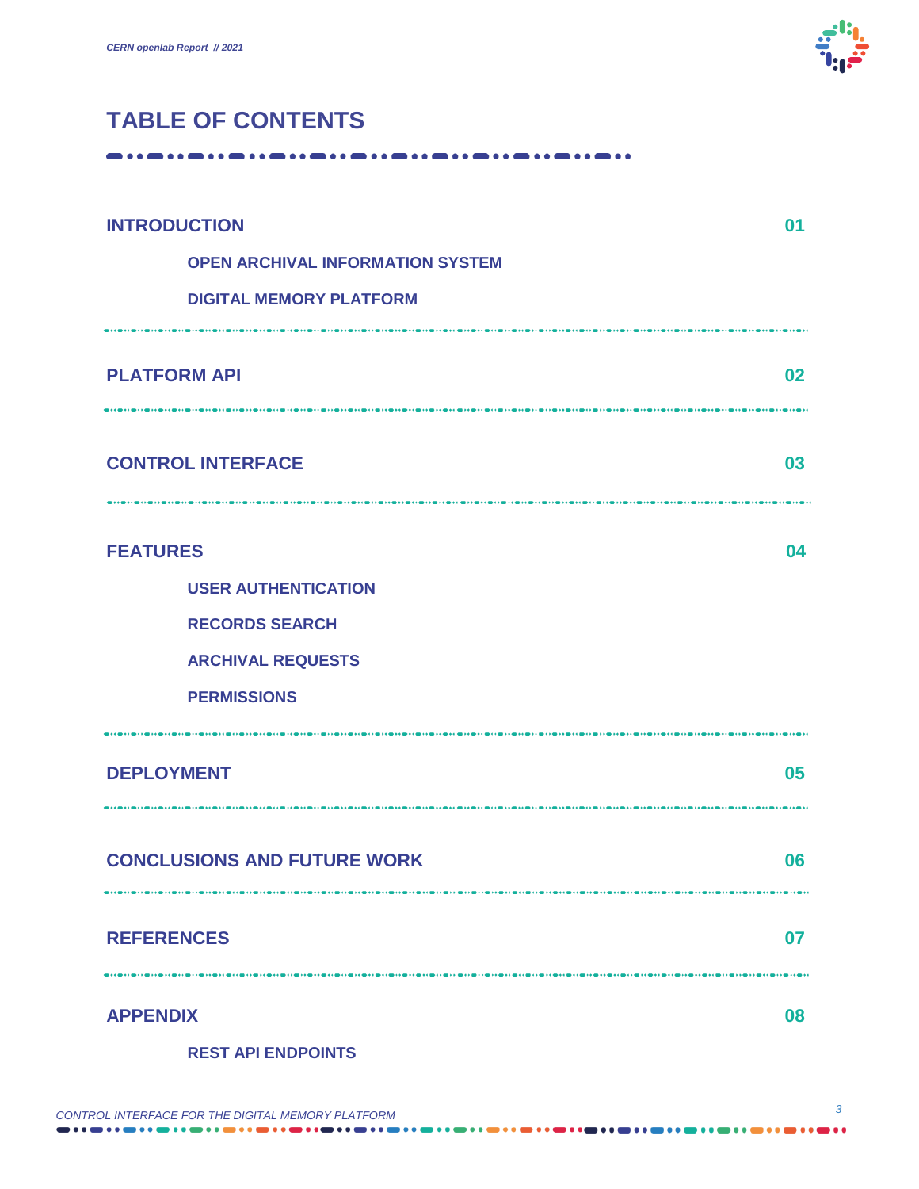# TABLE OF CONTENTS

**INTRODUCTION** 01

- OPEN ARCHIVAL INFORMATION SYSTEM
- DIGITAL MEMORY PLATFORM

**PLATFORM API** 02

**CONTROL INTERFACE** 03

**FEATURES** 04

- USER AUTHENTICATION
- RECORDS SEARCH
- ARCHIVAL REQUESTS
- PERMISSIONS

**DEPLOYMENT** 05

**CONCLUSIONS AND FUTURE WORK** 06

**REFERENCES** 07

**APPENDIX** 08

- REST API ENDPOINTS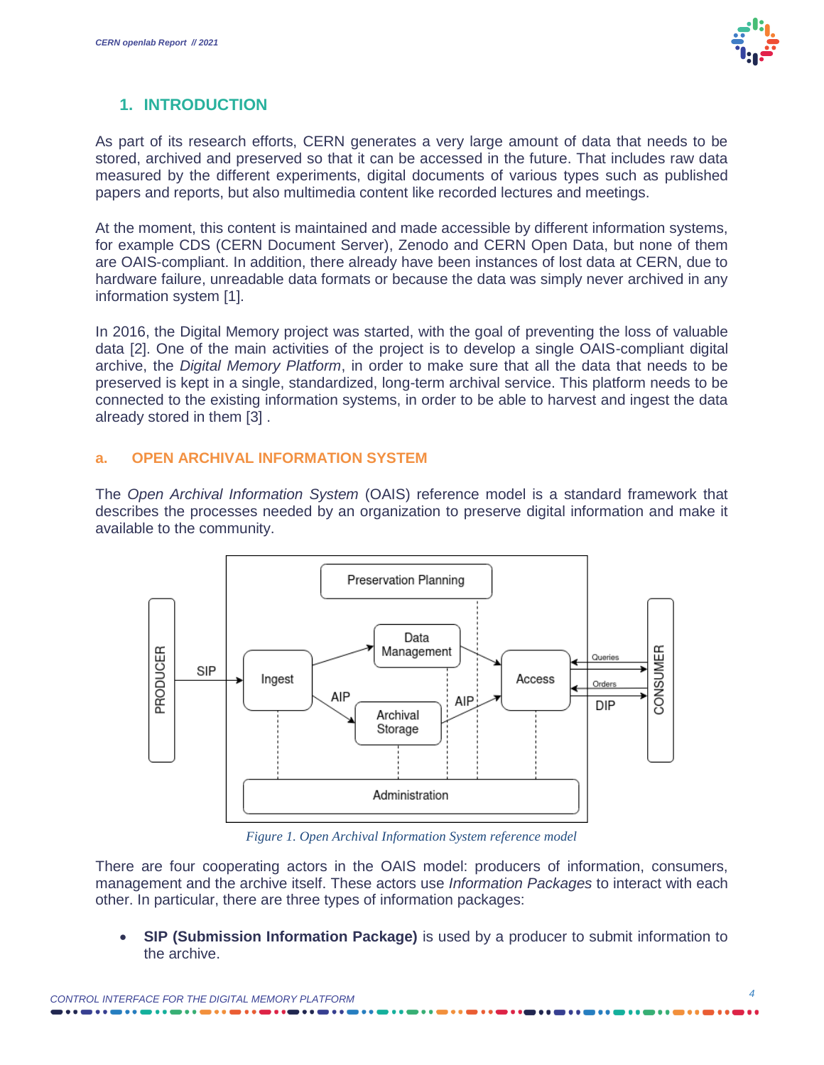## 1. INTRODUCTION

As part of its research efforts, CERN generates a very large amount of data that needs to be stored, archived and preserved so that it can be accessed in the future. That includes raw data measured by the different experiments, digital documents of various types such as published papers and reports, but also multimedia content like recorded lectures and meetings.

At the moment, this content is maintained and made accessible by different information systems, for example CDS (CERN Document Server), Zenodo and CERN Open Data, but none of them are OAIS-compliant. In addition, there already have been instances of lost data at CERN, due to hardware failure, unreadable data formats or because the data was simply never archived in any information system [1].

In 2016, the Digital Memory project was started, with the goal of preventing the loss of valuable data [2]. One of the main activities of the project is to develop a single OAIS-compliant digital archive, the *Digital Memory Platform*, in order to make sure that all the data that needs to be preserved is kept in a single, standardized, long-term archival service. This platform needs to be connected to the existing information systems, in order to be able to harvest and ingest the data already stored in them [3] .

### a. OPEN ARCHIVAL INFORMATION SYSTEM

The *Open Archival Information System* (OAIS) reference model is a standard framework that describes the processes needed by an organization to preserve digital information and make it available to the community.

*Figure 1. Open Archival Information System reference model*

There are four cooperating actors in the OAIS model: producers of information, consumers, management and the archive itself. These actors use *Information Packages* to interact with each other. In particular, there are three types of information packages:

- **SIP (Submission Information Package)** is used by a producer to submit information to the archive.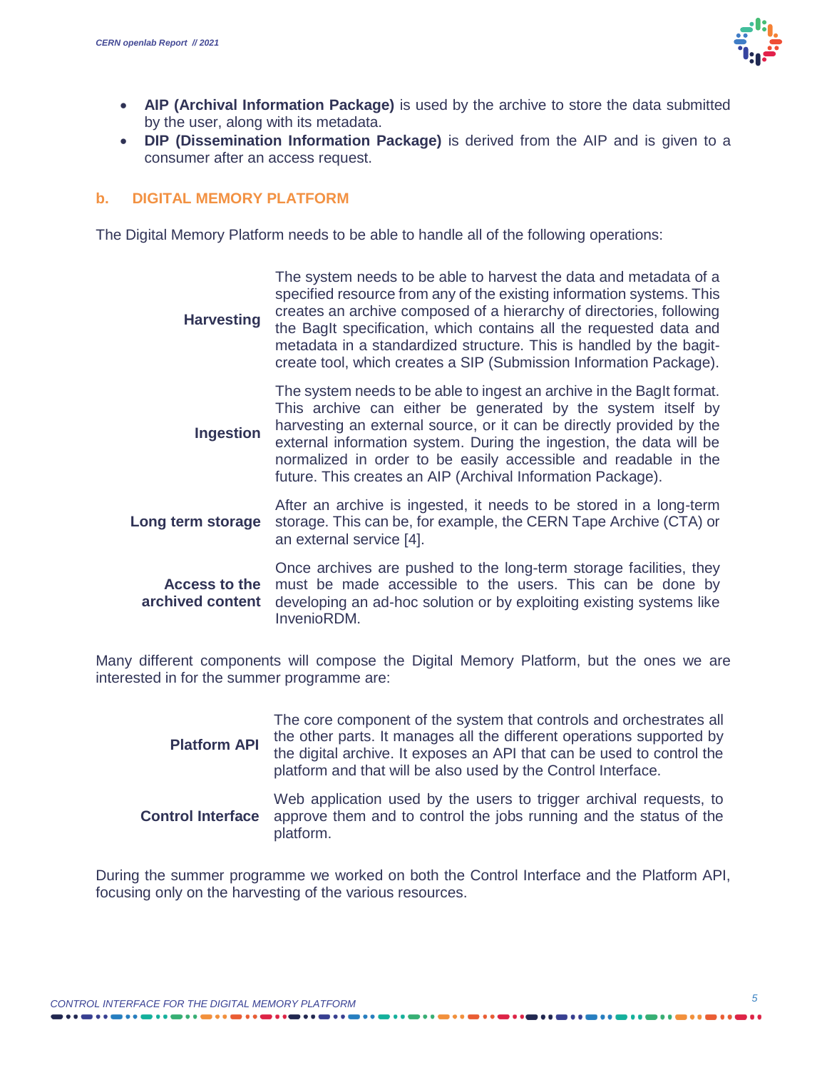- **AIP (Archival Information Package)** is used by the archive to store the data submitted by the user, along with its metadata.
- **DIP (Dissemination Information Package)** is derived from the AIP and is given to a consumer after an access request.

## b. DIGITAL MEMORY PLATFORM

The Digital Memory Platform needs to be able to handle all of the following operations:

| | |
|---|---|
| **Harvesting** | The system needs to be able to harvest the data and metadata of a specified resource from any of the existing information systems. This creates an archive composed of a hierarchy of directories, following the BagIt specification, which contains all the requested data and metadata in a standardized structure. This is handled by the bagit-create tool, which creates a SIP (Submission Information Package). |
| **Ingestion** | The system needs to be able to ingest an archive in the BagIt format. This archive can either be generated by the system itself by harvesting an external source, or it can be directly provided by the external information system. During the ingestion, the data will be normalized in order to be easily accessible and readable in the future. This creates an AIP (Archival Information Package). |
| **Long term storage** | After an archive is ingested, it needs to be stored in a long-term storage. This can be, for example, the CERN Tape Archive (CTA) or an external service [4]. |
| **Access to the archived content** | Once archives are pushed to the long-term storage facilities, they must be made accessible to the users. This can be done by developing an ad-hoc solution or by exploiting existing systems like InvenioRDM. |

Many different components will compose the Digital Memory Platform, but the ones we are interested in for the summer programme are:

| | |
|---|---|
| **Platform API** | The core component of the system that controls and orchestrates all the other parts. It manages all the different operations supported by the digital archive. It exposes an API that can be used to control the platform and that will be also used by the Control Interface. |
| **Control Interface** | Web application used by the users to trigger archival requests, to approve them and to control the jobs running and the status of the platform. |

During the summer programme we worked on both the Control Interface and the Platform API, focusing only on the harvesting of the various resources.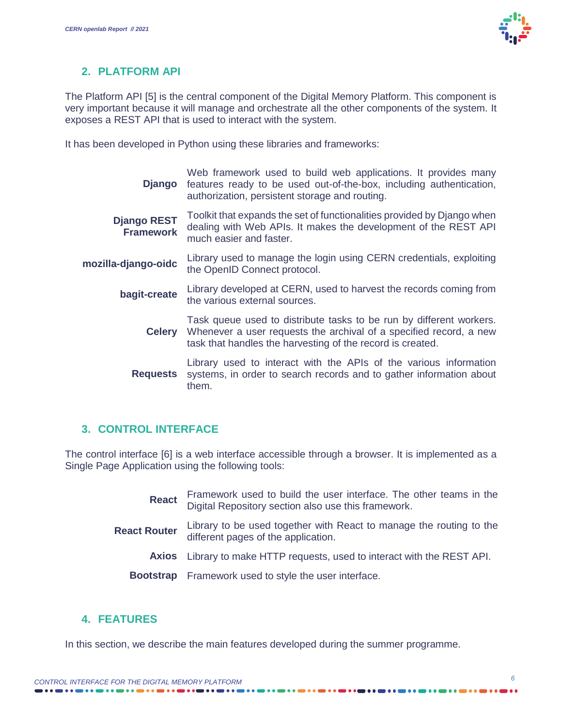## 2. PLATFORM API

The Platform API [5] is the central component of the Digital Memory Platform. This component is very important because it will manage and orchestrate all the other components of the system. It exposes a REST API that is used to interact with the system.

It has been developed in Python using these libraries and frameworks:

| | |
|---|---|
| **Django** | Web framework used to build web applications. It provides many features ready to be used out-of-the-box, including authentication, authorization, persistent storage and routing. |
| **Django REST Framework** | Toolkit that expands the set of functionalities provided by Django when dealing with Web APIs. It makes the development of the REST API much easier and faster. |
| **mozilla-django-oidc** | Library used to manage the login using CERN credentials, exploiting the OpenID Connect protocol. |
| **bagit-create** | Library developed at CERN, used to harvest the records coming from the various external sources. |
| **Celery** | Task queue used to distribute tasks to be run by different workers. Whenever a user requests the archival of a specified record, a new task that handles the harvesting of the record is created. |
| **Requests** | Library used to interact with the APIs of the various information systems, in order to search records and to gather information about them. |

## 3. CONTROL INTERFACE

The control interface [6] is a web interface accessible through a browser. It is implemented as a Single Page Application using the following tools:

| | |
|---|---|
| **React** | Framework used to build the user interface. The other teams in the Digital Repository section also use this framework. |
| **React Router** | Library to be used together with React to manage the routing to the different pages of the application. |
| **Axios** | Library to make HTTP requests, used to interact with the REST API. |
| **Bootstrap** | Framework used to style the user interface. |

## 4. FEATURES

In this section, we describe the main features developed during the summer programme.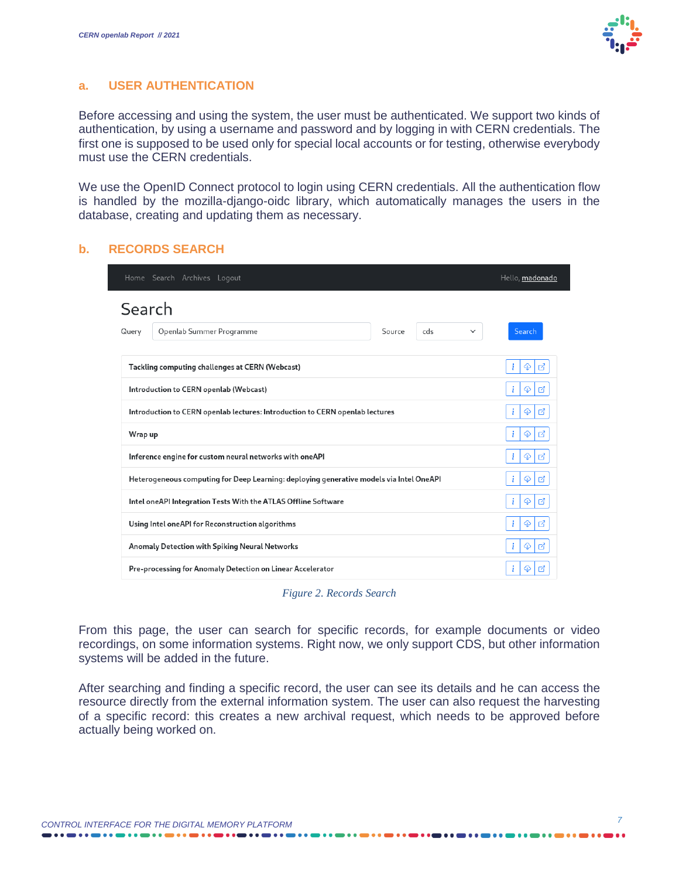## a. USER AUTHENTICATION

Before accessing and using the system, the user must be authenticated. We support two kinds of authentication, by using a username and password and by logging in with CERN credentials. The first one is supposed to be used only for special local accounts or for testing, otherwise everybody must use the CERN credentials.

We use the OpenID Connect protocol to login using CERN credentials. All the authentication flow is handled by the mozilla-django-oidc library, which automatically manages the users in the database, creating and updating them as necessary.

## b. RECORDS SEARCH

*Figure 2. Records Search*

From this page, the user can search for specific records, for example documents or video recordings, on some information systems. Right now, we only support CDS, but other information systems will be added in the future.

After searching and finding a specific record, the user can see its details and he can access the resource directly from the external information system. The user can also request the harvesting of a specific record: this creates a new archival request, which needs to be approved before actually being worked on.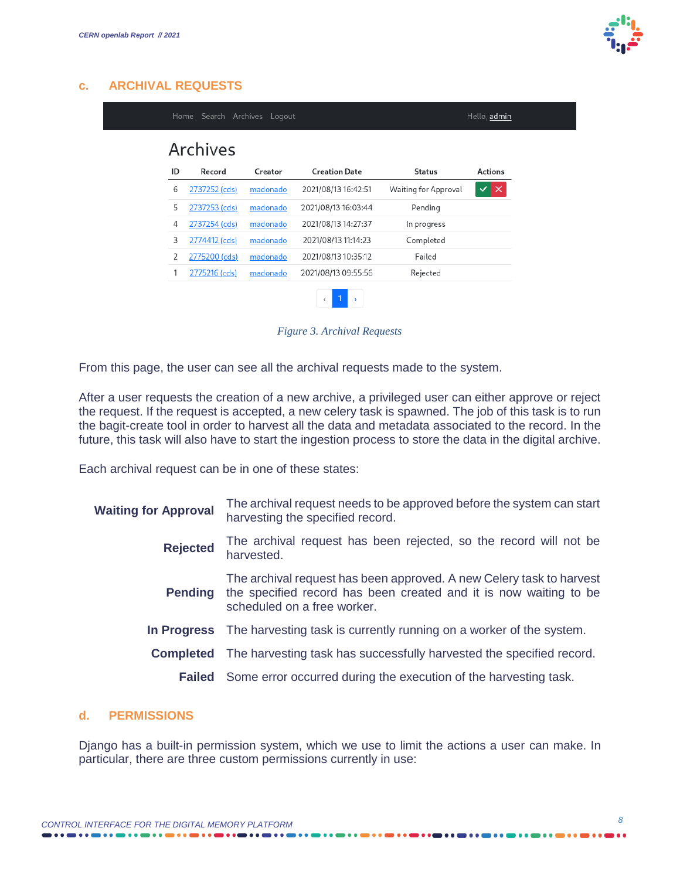## c. ARCHIVAL REQUESTS

Home Search Archives Logout Hello, admin

### Archives

| ID | Record | Creator | Creation Date | Status | Actions |
|---|---|---|---|---|---|
| 6 | 2737252 (cds) | madonado | 2021/08/13 16:42:51 | Waiting for Approval | ✓ ✗ |
| 5 | 2737253 (cds) | madonado | 2021/08/13 16:03:44 | Pending | |
| 4 | 2737254 (cds) | madonado | 2021/08/13 14:27:37 | In progress | |
| 3 | 2774412 (cds) | madonado | 2021/08/13 11:14:23 | Completed | |
| 2 | 2775200 (cds) | madonado | 2021/08/13 10:35:12 | Failed | |
| 1 | 2775216 (cds) | madonado | 2021/08/13 09:55:56 | Rejected | |

‹ 1 ›

*Figure 3. Archival Requests*

From this page, the user can see all the archival requests made to the system.

After a user requests the creation of a new archive, a privileged user can either approve or reject the request. If the request is accepted, a new celery task is spawned. The job of this task is to run the bagit-create tool in order to harvest all the data and metadata associated to the record. In the future, this task will also have to start the ingestion process to store the data in the digital archive.

Each archival request can be in one of these states:

| | |
|---|---|
| **Waiting for Approval** | The archival request needs to be approved before the system can start harvesting the specified record. |
| **Rejected** | The archival request has been rejected, so the record will not be harvested. |
| **Pending** | The archival request has been approved. A new Celery task to harvest the specified record has been created and it is now waiting to be scheduled on a free worker. |
| **In Progress** | The harvesting task is currently running on a worker of the system. |
| **Completed** | The harvesting task has successfully harvested the specified record. |
| **Failed** | Some error occurred during the execution of the harvesting task. |

## d. PERMISSIONS

Django has a built-in permission system, which we use to limit the actions a user can make. In particular, there are three custom permissions currently in use: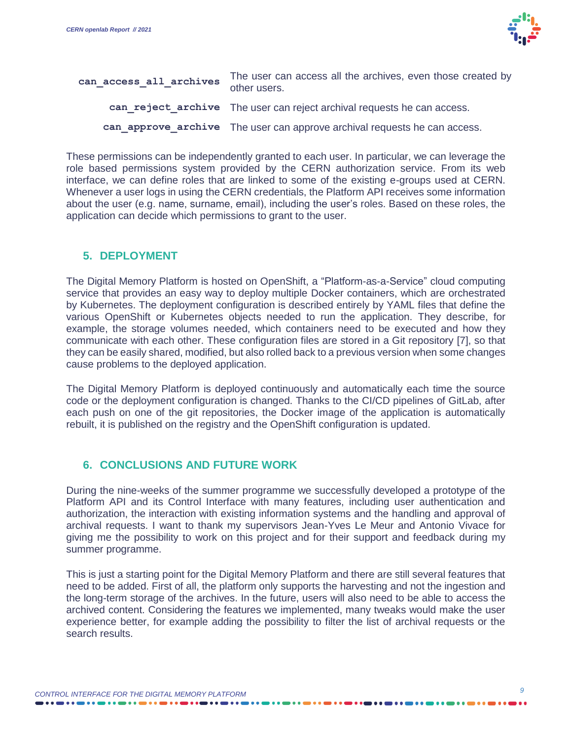| | |
|---|---|
| `can_access_all_archives` | The user can access all the archives, even those created by other users. |
| `can_reject_archive` | The user can reject archival requests he can access. |
| `can_approve_archive` | The user can approve archival requests he can access. |

These permissions can be independently granted to each user. In particular, we can leverage the role based permissions system provided by the CERN authorization service. From its web interface, we can define roles that are linked to some of the existing e-groups used at CERN. Whenever a user logs in using the CERN credentials, the Platform API receives some information about the user (e.g. name, surname, email), including the user's roles. Based on these roles, the application can decide which permissions to grant to the user.

## 5. DEPLOYMENT

The Digital Memory Platform is hosted on OpenShift, a "Platform-as-a-Service" cloud computing service that provides an easy way to deploy multiple Docker containers, which are orchestrated by Kubernetes. The deployment configuration is described entirely by YAML files that define the various OpenShift or Kubernetes objects needed to run the application. They describe, for example, the storage volumes needed, which containers need to be executed and how they communicate with each other. These configuration files are stored in a Git repository [7], so that they can be easily shared, modified, but also rolled back to a previous version when some changes cause problems to the deployed application.

The Digital Memory Platform is deployed continuously and automatically each time the source code or the deployment configuration is changed. Thanks to the CI/CD pipelines of GitLab, after each push on one of the git repositories, the Docker image of the application is automatically rebuilt, it is published on the registry and the OpenShift configuration is updated.

## 6. CONCLUSIONS AND FUTURE WORK

During the nine-weeks of the summer programme we successfully developed a prototype of the Platform API and its Control Interface with many features, including user authentication and authorization, the interaction with existing information systems and the handling and approval of archival requests. I want to thank my supervisors Jean-Yves Le Meur and Antonio Vivace for giving me the possibility to work on this project and for their support and feedback during my summer programme.

This is just a starting point for the Digital Memory Platform and there are still several features that need to be added. First of all, the platform only supports the harvesting and not the ingestion and the long-term storage of the archives. In the future, users will also need to be able to access the archived content. Considering the features we implemented, many tweaks would make the user experience better, for example adding the possibility to filter the list of archival requests or the search results.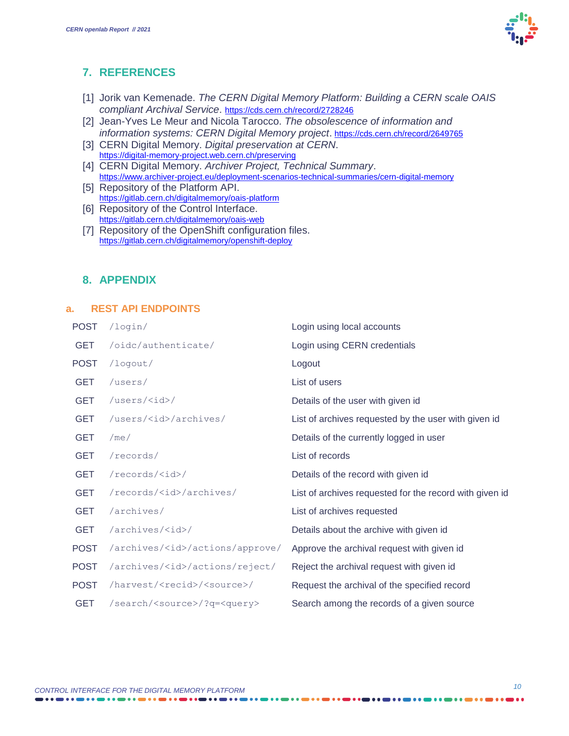## 7. REFERENCES

[1] Jorik van Kemenade. *The CERN Digital Memory Platform: Building a CERN scale OAIS compliant Archival Service*. https://cds.cern.ch/record/2728246

[2] Jean-Yves Le Meur and Nicola Tarocco. *The obsolescence of information and information systems: CERN Digital Memory project*. https://cds.cern.ch/record/2649765

[3] CERN Digital Memory. *Digital preservation at CERN*. https://digital-memory-project.web.cern.ch/preserving

[4] CERN Digital Memory. *Archiver Project, Technical Summary*. https://www.archiver-project.eu/deployment-scenarios-technical-summaries/cern-digital-memory

[5] Repository of the Platform API. https://gitlab.cern.ch/digitalmemory/oais-platform

[6] Repository of the Control Interface. https://gitlab.cern.ch/digitalmemory/oais-web

[7] Repository of the OpenShift configuration files. https://gitlab.cern.ch/digitalmemory/openshift-deploy

## 8. APPENDIX

### a. REST API ENDPOINTS

| | | |
|---|---|---|
| POST | `/login/` | Login using local accounts |
| GET | `/oidc/authenticate/` | Login using CERN credentials |
| POST | `/logout/` | Logout |
| GET | `/users/` | List of users |
| GET | `/users/<id>/` | Details of the user with given id |
| GET | `/users/<id>/archives/` | List of archives requested by the user with given id |
| GET | `/me/` | Details of the currently logged in user |
| GET | `/records/` | List of records |
| GET | `/records/<id>/` | Details of the record with given id |
| GET | `/records/<id>/archives/` | List of archives requested for the record with given id |
| GET | `/archives/` | List of archives requested |
| GET | `/archives/<id>/` | Details about the archive with given id |
| POST | `/archives/<id>/actions/approve/` | Approve the archival request with given id |
| POST | `/archives/<id>/actions/reject/` | Reject the archival request with given id |
| POST | `/harvest/<recid>/<source>/` | Request the archival of the specified record |
| GET | `/search/<source>/?q=<query>` | Search among the records of a given source |